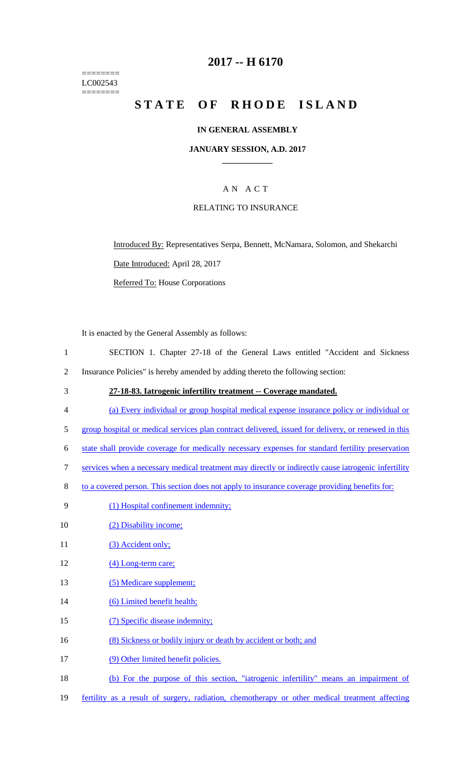========
LC002543
========

# 2017 -- H 6170

# STATE OF RHODE ISLAND

## IN GENERAL ASSEMBLY

### JANUARY SESSION, A.D. 2017

## A N A C T

### RELATING TO INSURANCE

Introduced By: Representatives Serpa, Bennett, McNamara, Solomon, and Shekarchi

Date Introduced: April 28, 2017

Referred To: House Corporations

It is enacted by the General Assembly as follows:

1 SECTION 1. Chapter 27-18 of the General Laws entitled "Accident and Sickness
2 Insurance Policies" is hereby amended by adding thereto the following section:

3 **27-18-83. Iatrogenic infertility treatment -- Coverage mandated.**

4 (a) Every individual or group hospital medical expense insurance policy or individual or
5 group hospital or medical services plan contract delivered, issued for delivery, or renewed in this
6 state shall provide coverage for medically necessary expenses for standard fertility preservation
7 services when a necessary medical treatment may directly or indirectly cause iatrogenic infertility
8 to a covered person. This section does not apply to insurance coverage providing benefits for:

9 (1) Hospital confinement indemnity;

10 (2) Disability income;

11 (3) Accident only;

12 (4) Long-term care;

13 (5) Medicare supplement;

14 (6) Limited benefit health;

15 (7) Specific disease indemnity;

16 (8) Sickness or bodily injury or death by accident or both; and

17 (9) Other limited benefit policies.

18 (b) For the purpose of this section, "iatrogenic infertility" means an impairment of
19 fertility as a result of surgery, radiation, chemotherapy or other medical treatment affecting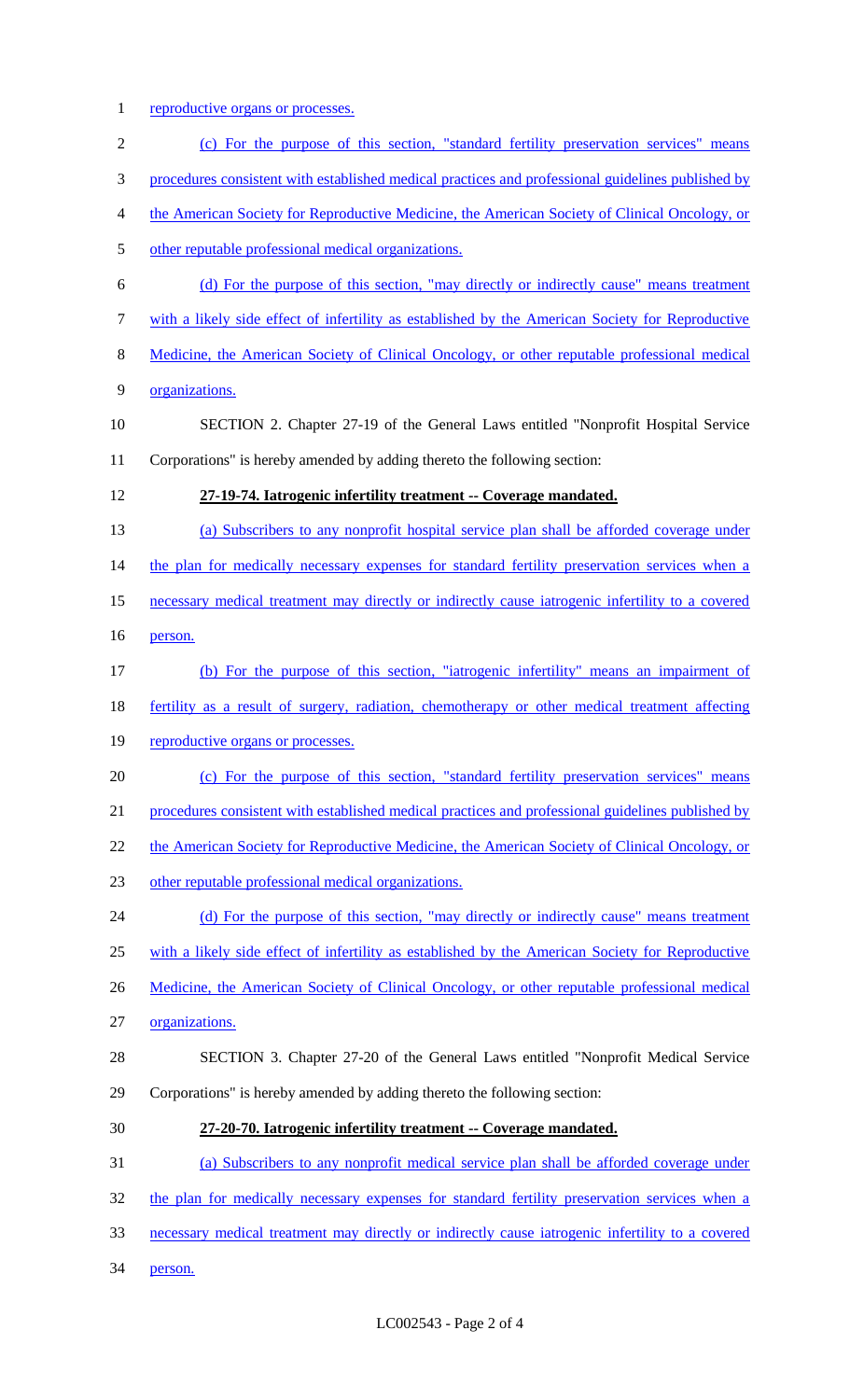reproductive organs or processes.

(c) For the purpose of this section, "standard fertility preservation services" means procedures consistent with established medical practices and professional guidelines published by the American Society for Reproductive Medicine, the American Society of Clinical Oncology, or other reputable professional medical organizations.

(d) For the purpose of this section, "may directly or indirectly cause" means treatment with a likely side effect of infertility as established by the American Society for Reproductive Medicine, the American Society of Clinical Oncology, or other reputable professional medical organizations.

SECTION 2. Chapter 27-19 of the General Laws entitled "Nonprofit Hospital Service Corporations" is hereby amended by adding thereto the following section:

**27-19-74. Iatrogenic infertility treatment -- Coverage mandated.**

(a) Subscribers to any nonprofit hospital service plan shall be afforded coverage under the plan for medically necessary expenses for standard fertility preservation services when a necessary medical treatment may directly or indirectly cause iatrogenic infertility to a covered person.

(b) For the purpose of this section, "iatrogenic infertility" means an impairment of fertility as a result of surgery, radiation, chemotherapy or other medical treatment affecting reproductive organs or processes.

(c) For the purpose of this section, "standard fertility preservation services" means procedures consistent with established medical practices and professional guidelines published by the American Society for Reproductive Medicine, the American Society of Clinical Oncology, or other reputable professional medical organizations.

(d) For the purpose of this section, "may directly or indirectly cause" means treatment with a likely side effect of infertility as established by the American Society for Reproductive Medicine, the American Society of Clinical Oncology, or other reputable professional medical organizations.

SECTION 3. Chapter 27-20 of the General Laws entitled "Nonprofit Medical Service Corporations" is hereby amended by adding thereto the following section:

**27-20-70. Iatrogenic infertility treatment -- Coverage mandated.**

(a) Subscribers to any nonprofit medical service plan shall be afforded coverage under the plan for medically necessary expenses for standard fertility preservation services when a necessary medical treatment may directly or indirectly cause iatrogenic infertility to a covered person.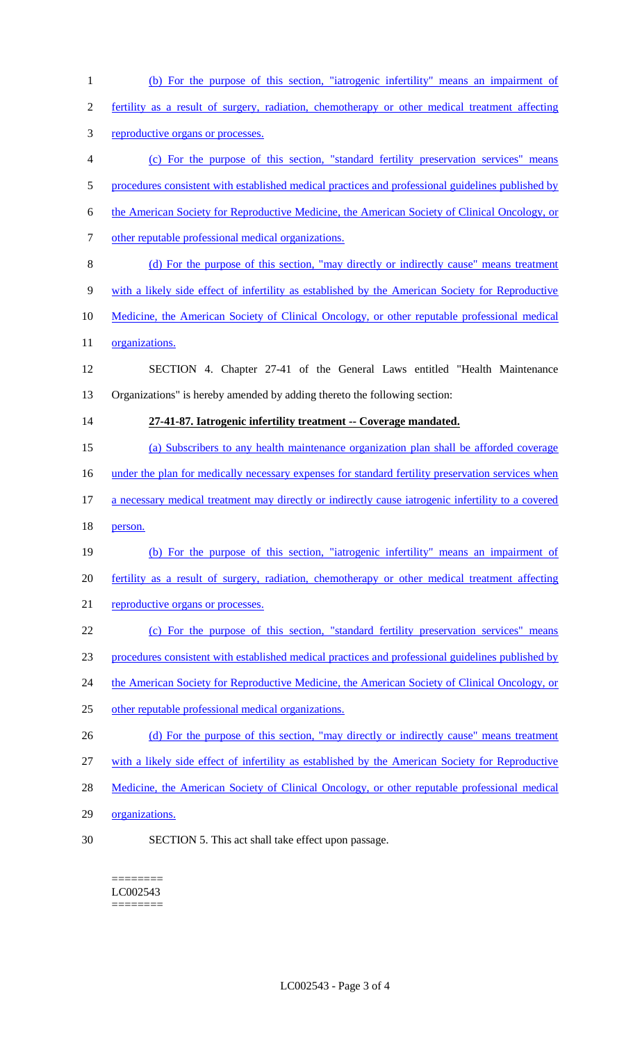(b) For the purpose of this section, "iatrogenic infertility" means an impairment of fertility as a result of surgery, radiation, chemotherapy or other medical treatment affecting reproductive organs or processes.

(c) For the purpose of this section, "standard fertility preservation services" means procedures consistent with established medical practices and professional guidelines published by the American Society for Reproductive Medicine, the American Society of Clinical Oncology, or other reputable professional medical organizations.

(d) For the purpose of this section, "may directly or indirectly cause" means treatment with a likely side effect of infertility as established by the American Society for Reproductive Medicine, the American Society of Clinical Oncology, or other reputable professional medical organizations.

SECTION 4. Chapter 27-41 of the General Laws entitled "Health Maintenance Organizations" is hereby amended by adding thereto the following section:

**27-41-87. Iatrogenic infertility treatment -- Coverage mandated.**

(a) Subscribers to any health maintenance organization plan shall be afforded coverage under the plan for medically necessary expenses for standard fertility preservation services when a necessary medical treatment may directly or indirectly cause iatrogenic infertility to a covered person.

(b) For the purpose of this section, "iatrogenic infertility" means an impairment of fertility as a result of surgery, radiation, chemotherapy or other medical treatment affecting reproductive organs or processes.

(c) For the purpose of this section, "standard fertility preservation services" means procedures consistent with established medical practices and professional guidelines published by the American Society for Reproductive Medicine, the American Society of Clinical Oncology, or other reputable professional medical organizations.

(d) For the purpose of this section, "may directly or indirectly cause" means treatment with a likely side effect of infertility as established by the American Society for Reproductive Medicine, the American Society of Clinical Oncology, or other reputable professional medical organizations.

SECTION 5. This act shall take effect upon passage.

========
LC002543
========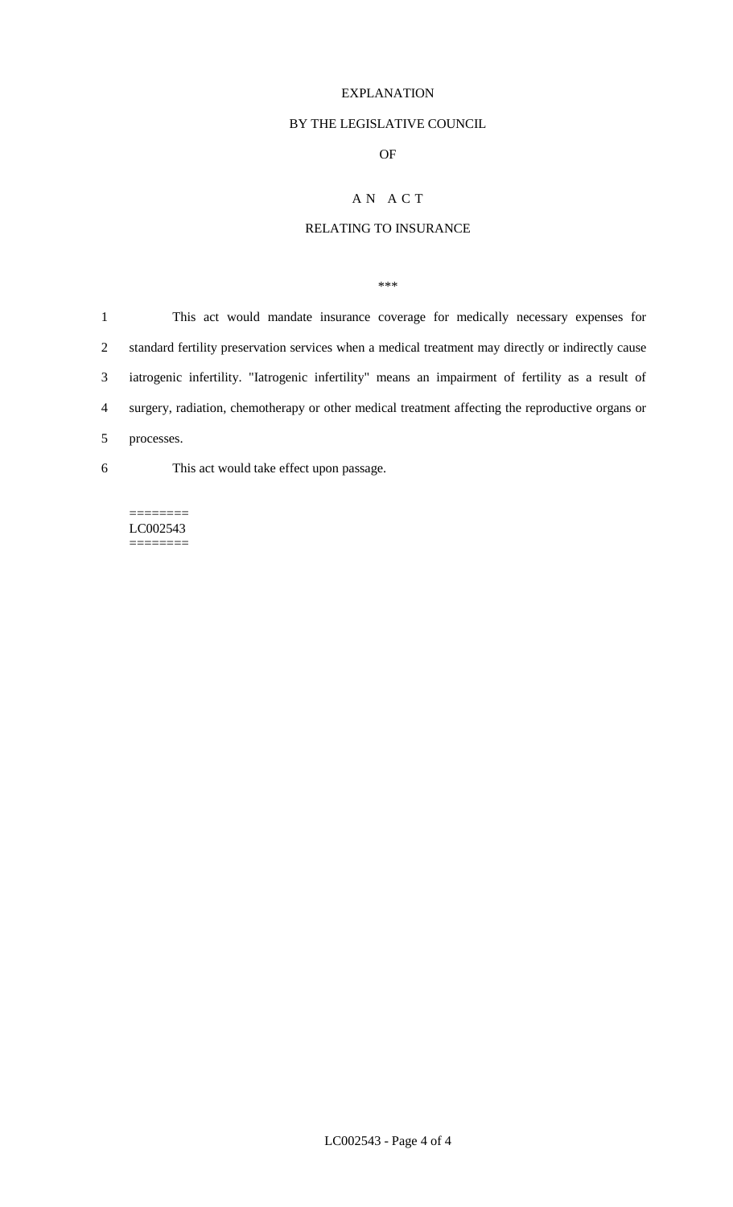EXPLANATION

BY THE LEGISLATIVE COUNCIL

OF

A N  A C T

RELATING TO INSURANCE

\*\*\*

This act would mandate insurance coverage for medically necessary expenses for standard fertility preservation services when a medical treatment may directly or indirectly cause iatrogenic infertility. "Iatrogenic infertility" means an impairment of fertility as a result of surgery, radiation, chemotherapy or other medical treatment affecting the reproductive organs or processes.

This act would take effect upon passage.

========
LC002543
========